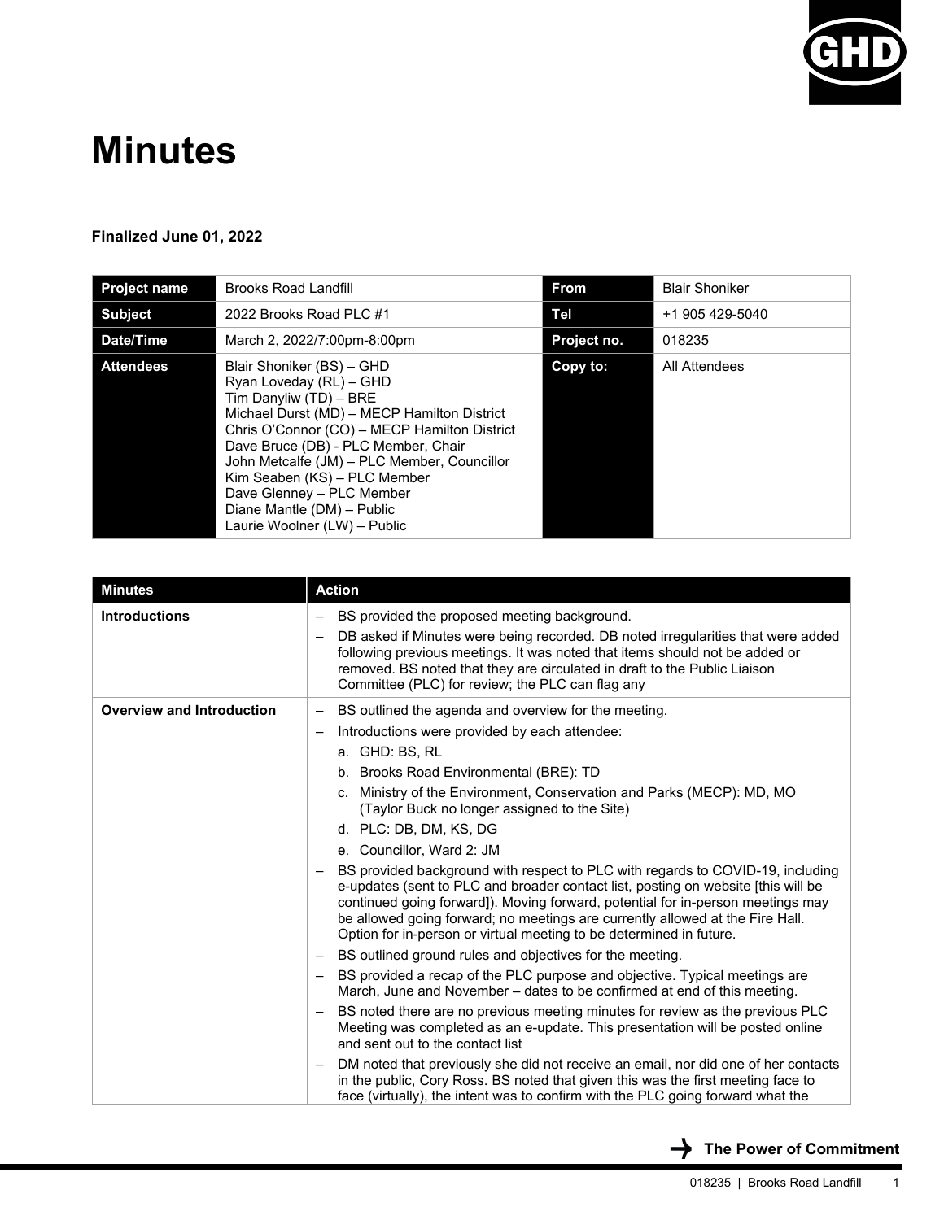# Minutes

**Finalized June 01, 2022**

| **Project name** | Brooks Road Landfill | **From** | Blair Shoniker |
|---|---|---|---|
| **Subject** | 2022 Brooks Road PLC #1 | **Tel** | +1 905 429-5040 |
| **Date/Time** | March 2, 2022/7:00pm-8:00pm | **Project no.** | 018235 |
| **Attendees** | Blair Shoniker (BS) – GHD<br>Ryan Loveday (RL) – GHD<br>Tim Danyliw (TD) – BRE<br>Michael Durst (MD) – MECP Hamilton District<br>Chris O'Connor (CO) – MECP Hamilton District<br>Dave Bruce (DB) - PLC Member, Chair<br>John Metcalfe (JM) – PLC Member, Councillor<br>Kim Seaben (KS) – PLC Member<br>Dave Glenney – PLC Member<br>Diane Mantle (DM) – Public<br>Laurie Woolner (LW) – Public | **Copy to:** | All Attendees |

| **Minutes** | **Action** |
|---|---|
| **Introductions** | – BS provided the proposed meeting background.<br>– DB asked if Minutes were being recorded. DB noted irregularities that were added following previous meetings. It was noted that items should not be added or removed. BS noted that they are circulated in draft to the Public Liaison Committee (PLC) for review; the PLC can flag any |
| **Overview and Introduction** | – BS outlined the agenda and overview for the meeting.<br>– Introductions were provided by each attendee:<br>a. GHD: BS, RL<br>b. Brooks Road Environmental (BRE): TD<br>c. Ministry of the Environment, Conservation and Parks (MECP): MD, MO (Taylor Buck no longer assigned to the Site)<br>d. PLC: DB, DM, KS, DG<br>e. Councillor, Ward 2: JM<br>– BS provided background with respect to PLC with regards to COVID-19, including e-updates (sent to PLC and broader contact list, posting on website [this will be continued going forward]). Moving forward, potential for in-person meetings may be allowed going forward; no meetings are currently allowed at the Fire Hall. Option for in-person or virtual meeting to be determined in future.<br>– BS outlined ground rules and objectives for the meeting.<br>– BS provided a recap of the PLC purpose and objective. Typical meetings are March, June and November – dates to be confirmed at end of this meeting.<br>– BS noted there are no previous meeting minutes for review as the previous PLC Meeting was completed as an e-update. This presentation will be posted online and sent out to the contact list<br>– DM noted that previously she did not receive an email, nor did one of her contacts in the public, Cory Ross. BS noted that given this was the first meeting face to face (virtually), the intent was to confirm with the PLC going forward what the |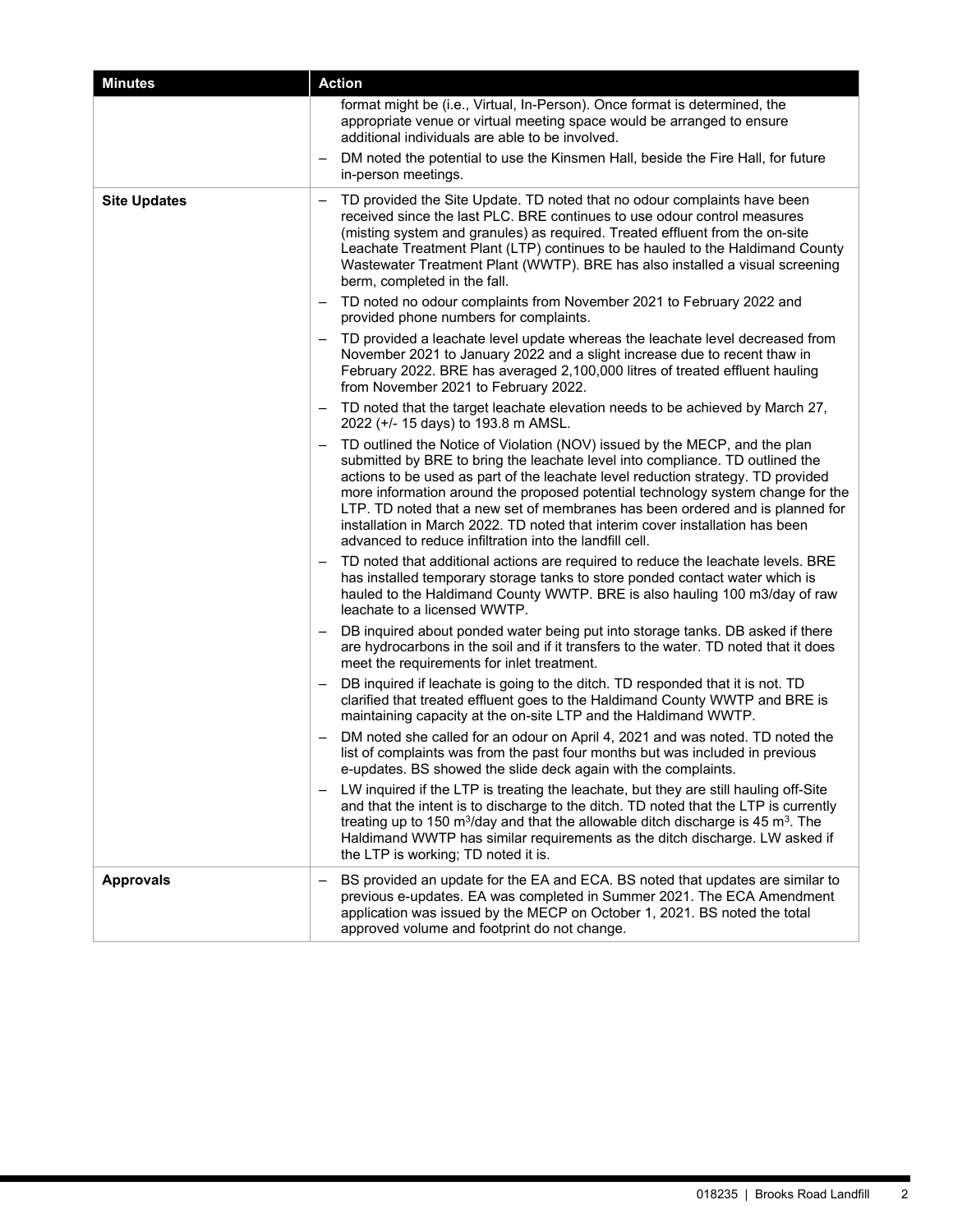| Minutes | Action |
| --- | --- |
| | format might be (i.e., Virtual, In-Person). Once format is determined, the appropriate venue or virtual meeting space would be arranged to ensure additional individuals are able to be involved.<br>– DM noted the potential to use the Kinsmen Hall, beside the Fire Hall, for future in-person meetings. |
| **Site Updates** | – TD provided the Site Update. TD noted that no odour complaints have been received since the last PLC. BRE continues to use odour control measures (misting system and granules) as required. Treated effluent from the on-site Leachate Treatment Plant (LTP) continues to be hauled to the Haldimand County Wastewater Treatment Plant (WWTP). BRE has also installed a visual screening berm, completed in the fall.<br>– TD noted no odour complaints from November 2021 to February 2022 and provided phone numbers for complaints.<br>– TD provided a leachate level update whereas the leachate level decreased from November 2021 to January 2022 and a slight increase due to recent thaw in February 2022. BRE has averaged 2,100,000 litres of treated effluent hauling from November 2021 to February 2022.<br>– TD noted that the target leachate elevation needs to be achieved by March 27, 2022 (+/- 15 days) to 193.8 m AMSL.<br>– TD outlined the Notice of Violation (NOV) issued by the MECP, and the plan submitted by BRE to bring the leachate level into compliance. TD outlined the actions to be used as part of the leachate level reduction strategy. TD provided more information around the proposed potential technology system change for the LTP. TD noted that a new set of membranes has been ordered and is planned for installation in March 2022. TD noted that interim cover installation has been advanced to reduce infiltration into the landfill cell.<br>– TD noted that additional actions are required to reduce the leachate levels. BRE has installed temporary storage tanks to store ponded contact water which is hauled to the Haldimand County WWTP. BRE is also hauling 100 m3/day of raw leachate to a licensed WWTP.<br>– DB inquired about ponded water being put into storage tanks. DB asked if there are hydrocarbons in the soil and if it transfers to the water. TD noted that it does meet the requirements for inlet treatment.<br>– DB inquired if leachate is going to the ditch. TD responded that it is not. TD clarified that treated effluent goes to the Haldimand County WWTP and BRE is maintaining capacity at the on-site LTP and the Haldimand WWTP.<br>– DM noted she called for an odour on April 4, 2021 and was noted. TD noted the list of complaints was from the past four months but was included in previous e-updates. BS showed the slide deck again with the complaints.<br>– LW inquired if the LTP is treating the leachate, but they are still hauling off-Site and that the intent is to discharge to the ditch. TD noted that the LTP is currently treating up to 150 $m^3$/day and that the allowable ditch discharge is 45 $m^3$. The Haldimand WWTP has similar requirements as the ditch discharge. LW asked if the LTP is working; TD noted it is. |
| **Approvals** | – BS provided an update for the EA and ECA. BS noted that updates are similar to previous e-updates. EA was completed in Summer 2021. The ECA Amendment application was issued by the MECP on October 1, 2021. BS noted the total approved volume and footprint do not change. |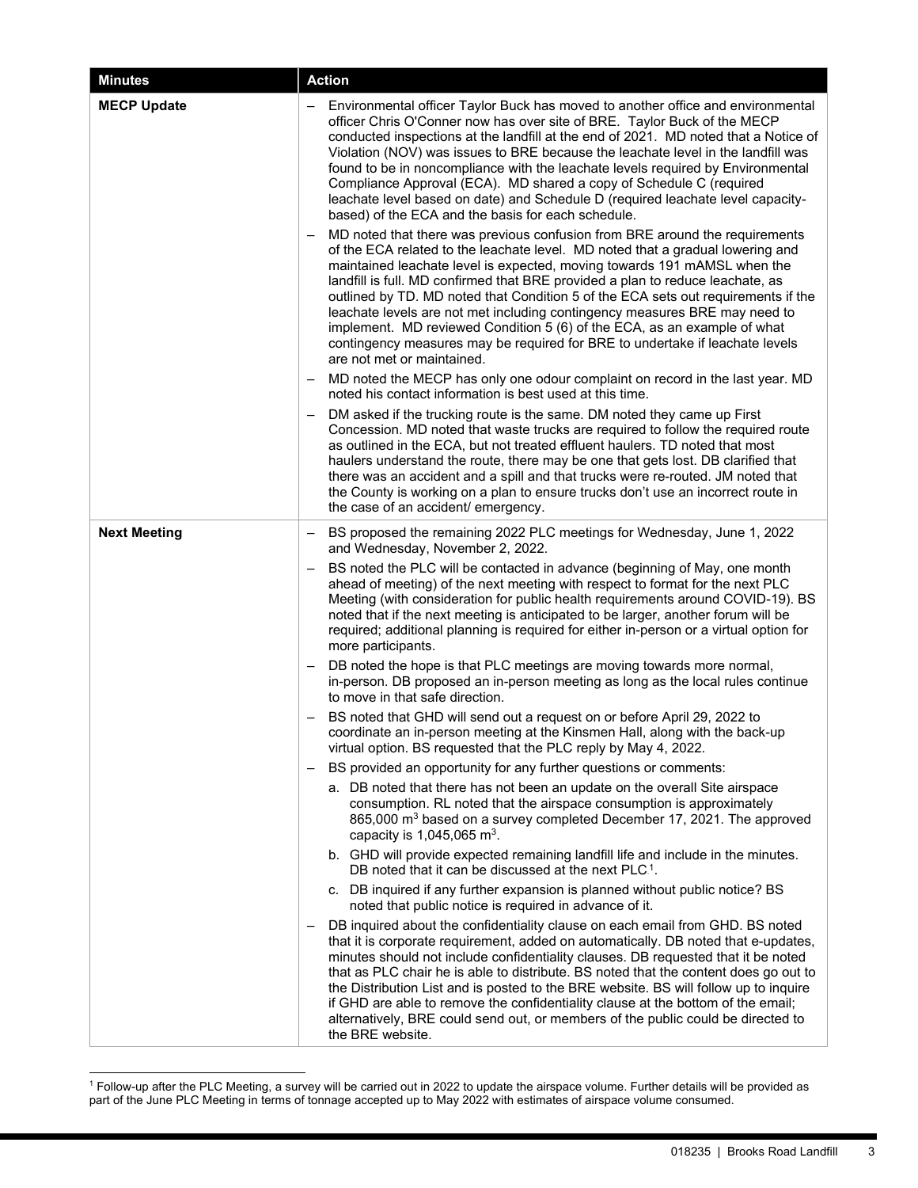| Minutes | Action |
| --- | --- |
| **MECP Update** | – Environmental officer Taylor Buck has moved to another office and environmental officer Chris O'Conner now has over site of BRE. Taylor Buck of the MECP conducted inspections at the landfill at the end of 2021. MD noted that a Notice of Violation (NOV) was issues to BRE because the leachate level in the landfill was found to be in noncompliance with the leachate levels required by Environmental Compliance Approval (ECA). MD shared a copy of Schedule C (required leachate level based on date) and Schedule D (required leachate level capacity-based) of the ECA and the basis for each schedule.<br>– MD noted that there was previous confusion from BRE around the requirements of the ECA related to the leachate level. MD noted that a gradual lowering and maintained leachate level is expected, moving towards 191 mAMSL when the landfill is full. MD confirmed that BRE provided a plan to reduce leachate, as outlined by TD. MD noted that Condition 5 of the ECA sets out requirements if the leachate levels are not met including contingency measures BRE may need to implement. MD reviewed Condition 5 (6) of the ECA, as an example of what contingency measures may be required for BRE to undertake if leachate levels are not met or maintained.<br>– MD noted the MECP has only one odour complaint on record in the last year. MD noted his contact information is best used at this time.<br>– DM asked if the trucking route is the same. DM noted they came up First Concession. MD noted that waste trucks are required to follow the required route as outlined in the ECA, but not treated effluent haulers. TD noted that most haulers understand the route, there may be one that gets lost. DB clarified that there was an accident and a spill and that trucks were re-routed. JM noted that the County is working on a plan to ensure trucks don't use an incorrect route in the case of an accident/ emergency. |
| **Next Meeting** | – BS proposed the remaining 2022 PLC meetings for Wednesday, June 1, 2022 and Wednesday, November 2, 2022.<br>– BS noted the PLC will be contacted in advance (beginning of May, one month ahead of meeting) of the next meeting with respect to format for the next PLC Meeting (with consideration for public health requirements around COVID-19). BS noted that if the next meeting is anticipated to be larger, another forum will be required; additional planning is required for either in-person or a virtual option for more participants.<br>– DB noted the hope is that PLC meetings are moving towards more normal, in-person. DB proposed an in-person meeting as long as the local rules continue to move in that safe direction.<br>– BS noted that GHD will send out a request on or before April 29, 2022 to coordinate an in-person meeting at the Kinsmen Hall, along with the back-up virtual option. BS requested that the PLC reply by May 4, 2022.<br>– BS provided an opportunity for any further questions or comments:<br>a. DB noted that there has not been an update on the overall Site airspace consumption. RL noted that the airspace consumption is approximately 865,000 $m^3$ based on a survey completed December 17, 2021. The approved capacity is 1,045,065 $m^3$.<br>b. GHD will provide expected remaining landfill life and include in the minutes. DB noted that it can be discussed at the next PLC[1].<br>c. DB inquired if any further expansion is planned without public notice? BS noted that public notice is required in advance of it.<br>– DB inquired about the confidentiality clause on each email from GHD. BS noted that it is corporate requirement, added on automatically. DB noted that e-updates, minutes should not include confidentiality clauses. DB requested that it be noted that as PLC chair he is able to distribute. BS noted that the content does go out to the Distribution List and is posted to the BRE website. BS will follow up to inquire if GHD are able to remove the confidentiality clause at the bottom of the email; alternatively, BRE could send out, or members of the public could be directed to the BRE website. |

[1] Follow-up after the PLC Meeting, a survey will be carried out in 2022 to update the airspace volume. Further details will be provided as part of the June PLC Meeting in terms of tonnage accepted up to May 2022 with estimates of airspace volume consumed.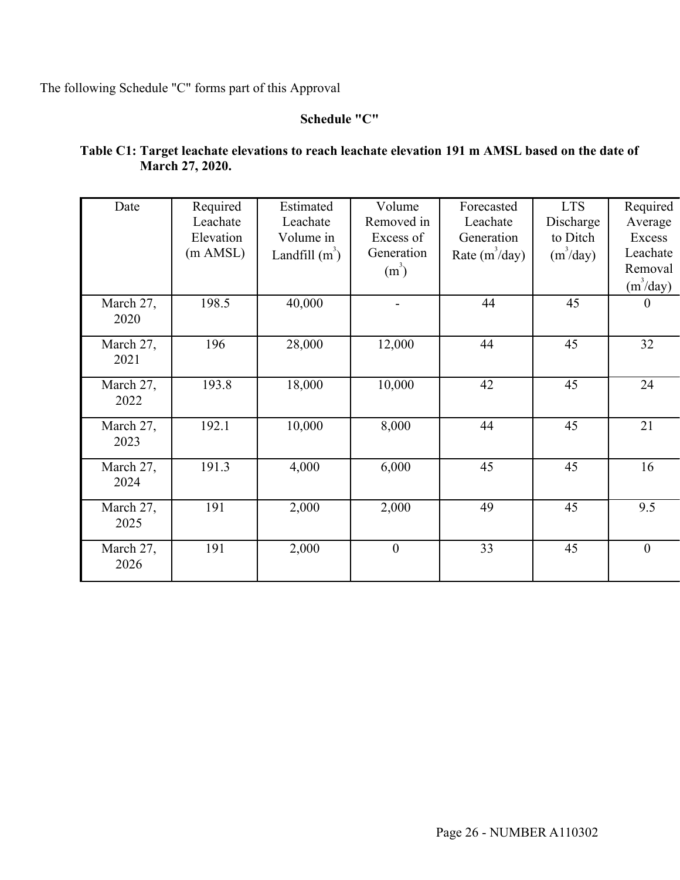The following Schedule "C" forms part of this Approval

**Schedule "C"**

**Table C1: Target leachate elevations to reach leachate elevation 191 m AMSL based on the date of March 27, 2020.**

| Date | Required Leachate Elevation (m AMSL) | Estimated Leachate Volume in Landfill ($m^3$) | Volume Removed in Excess of Generation ($m^3$) | Forecasted Leachate Generation Rate ($m^3$/day) | LTS Discharge to Ditch ($m^3$/day) | Required Average Excess Leachate Removal ($m^3$/day) |
|---|---|---|---|---|---|---|
| March 27, 2020 | 198.5 | 40,000 | - | 44 | 45 | 0 |
| March 27, 2021 | 196 | 28,000 | 12,000 | 44 | 45 | 32 |
| March 27, 2022 | 193.8 | 18,000 | 10,000 | 42 | 45 | 24 |
| March 27, 2023 | 192.1 | 10,000 | 8,000 | 44 | 45 | 21 |
| March 27, 2024 | 191.3 | 4,000 | 6,000 | 45 | 45 | 16 |
| March 27, 2025 | 191 | 2,000 | 2,000 | 49 | 45 | 9.5 |
| March 27, 2026 | 191 | 2,000 | 0 | 33 | 45 | 0 |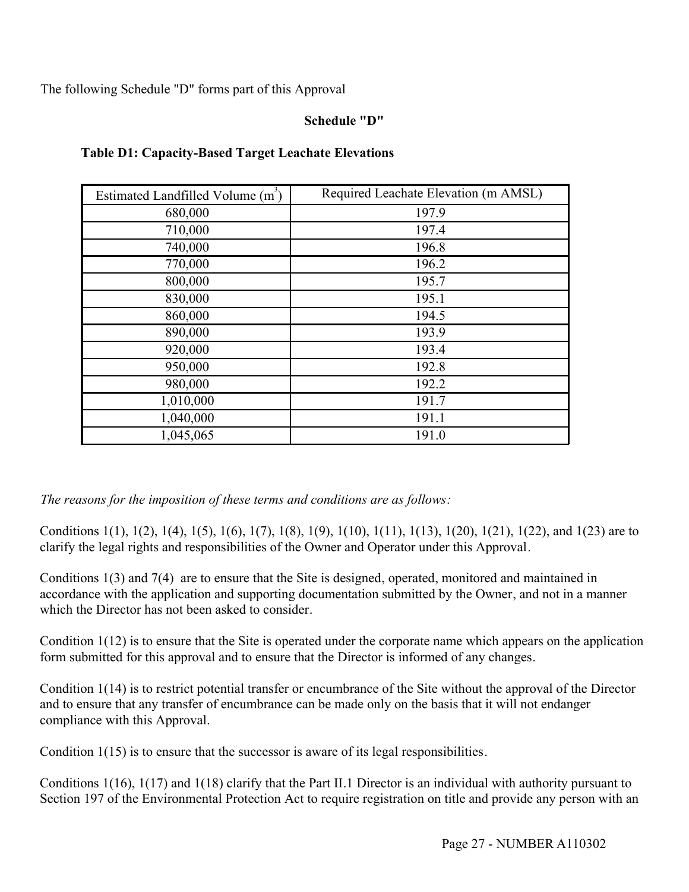The following Schedule "D" forms part of this Approval

## Schedule "D"

### Table D1: Capacity-Based Target Leachate Elevations

| Estimated Landfilled Volume ($m^3$) | Required Leachate Elevation (m AMSL) |
|---|---|
| 680,000 | 197.9 |
| 710,000 | 197.4 |
| 740,000 | 196.8 |
| 770,000 | 196.2 |
| 800,000 | 195.7 |
| 830,000 | 195.1 |
| 860,000 | 194.5 |
| 890,000 | 193.9 |
| 920,000 | 193.4 |
| 950,000 | 192.8 |
| 980,000 | 192.2 |
| 1,010,000 | 191.7 |
| 1,040,000 | 191.1 |
| 1,045,065 | 191.0 |

*The reasons for the imposition of these terms and conditions are as follows:*

Conditions 1(1), 1(2), 1(4), 1(5), 1(6), 1(7), 1(8), 1(9), 1(10), 1(11), 1(13), 1(20), 1(21), 1(22), and 1(23) are to clarify the legal rights and responsibilities of the Owner and Operator under this Approval.

Conditions 1(3) and 7(4) are to ensure that the Site is designed, operated, monitored and maintained in accordance with the application and supporting documentation submitted by the Owner, and not in a manner which the Director has not been asked to consider.

Condition 1(12) is to ensure that the Site is operated under the corporate name which appears on the application form submitted for this approval and to ensure that the Director is informed of any changes.

Condition 1(14) is to restrict potential transfer or encumbrance of the Site without the approval of the Director and to ensure that any transfer of encumbrance can be made only on the basis that it will not endanger compliance with this Approval.

Condition 1(15) is to ensure that the successor is aware of its legal responsibilities.

Conditions 1(16), 1(17) and 1(18) clarify that the Part II.1 Director is an individual with authority pursuant to Section 197 of the Environmental Protection Act to require registration on title and provide any person with an